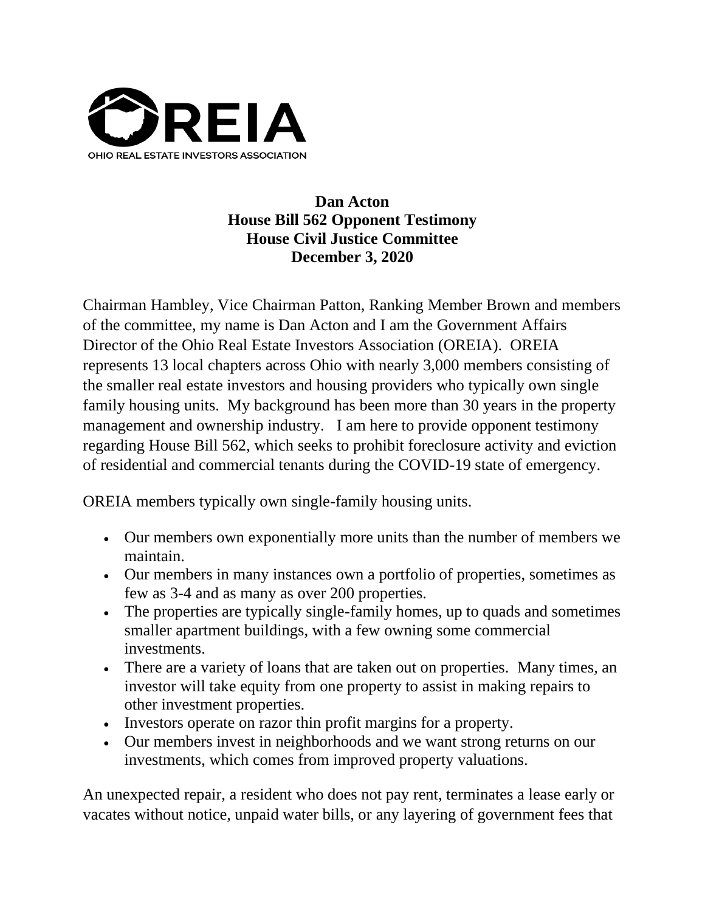OREIA

OHIO REAL ESTATE INVESTORS ASSOCIATION

**Dan Acton**
**House Bill 562 Opponent Testimony**
**House Civil Justice Committee**
**December 3, 2020**

Chairman Hambley, Vice Chairman Patton, Ranking Member Brown and members of the committee, my name is Dan Acton and I am the Government Affairs Director of the Ohio Real Estate Investors Association (OREIA). OREIA represents 13 local chapters across Ohio with nearly 3,000 members consisting of the smaller real estate investors and housing providers who typically own single family housing units. My background has been more than 30 years in the property management and ownership industry. I am here to provide opponent testimony regarding House Bill 562, which seeks to prohibit foreclosure activity and eviction of residential and commercial tenants during the COVID-19 state of emergency.

OREIA members typically own single-family housing units.

- Our members own exponentially more units than the number of members we maintain.
- Our members in many instances own a portfolio of properties, sometimes as few as 3-4 and as many as over 200 properties.
- The properties are typically single-family homes, up to quads and sometimes smaller apartment buildings, with a few owning some commercial investments.
- There are a variety of loans that are taken out on properties. Many times, an investor will take equity from one property to assist in making repairs to other investment properties.
- Investors operate on razor thin profit margins for a property.
- Our members invest in neighborhoods and we want strong returns on our investments, which comes from improved property valuations.

An unexpected repair, a resident who does not pay rent, terminates a lease early or vacates without notice, unpaid water bills, or any layering of government fees that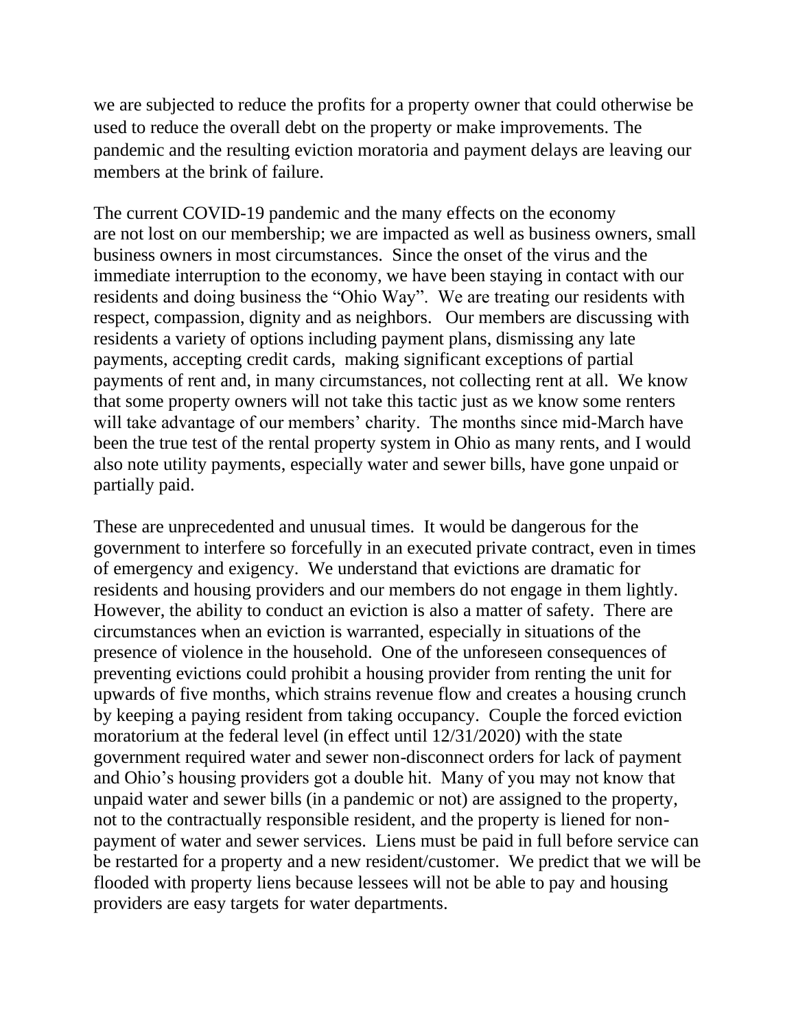we are subjected to reduce the profits for a property owner that could otherwise be used to reduce the overall debt on the property or make improvements. The pandemic and the resulting eviction moratoria and payment delays are leaving our members at the brink of failure.

The current COVID-19 pandemic and the many effects on the economy are not lost on our membership; we are impacted as well as business owners, small business owners in most circumstances. Since the onset of the virus and the immediate interruption to the economy, we have been staying in contact with our residents and doing business the "Ohio Way". We are treating our residents with respect, compassion, dignity and as neighbors. Our members are discussing with residents a variety of options including payment plans, dismissing any late payments, accepting credit cards, making significant exceptions of partial payments of rent and, in many circumstances, not collecting rent at all. We know that some property owners will not take this tactic just as we know some renters will take advantage of our members' charity. The months since mid-March have been the true test of the rental property system in Ohio as many rents, and I would also note utility payments, especially water and sewer bills, have gone unpaid or partially paid.

These are unprecedented and unusual times. It would be dangerous for the government to interfere so forcefully in an executed private contract, even in times of emergency and exigency. We understand that evictions are dramatic for residents and housing providers and our members do not engage in them lightly. However, the ability to conduct an eviction is also a matter of safety. There are circumstances when an eviction is warranted, especially in situations of the presence of violence in the household. One of the unforeseen consequences of preventing evictions could prohibit a housing provider from renting the unit for upwards of five months, which strains revenue flow and creates a housing crunch by keeping a paying resident from taking occupancy. Couple the forced eviction moratorium at the federal level (in effect until 12/31/2020) with the state government required water and sewer non-disconnect orders for lack of payment and Ohio's housing providers got a double hit. Many of you may not know that unpaid water and sewer bills (in a pandemic or not) are assigned to the property, not to the contractually responsible resident, and the property is liened for non-payment of water and sewer services. Liens must be paid in full before service can be restarted for a property and a new resident/customer. We predict that we will be flooded with property liens because lessees will not be able to pay and housing providers are easy targets for water departments.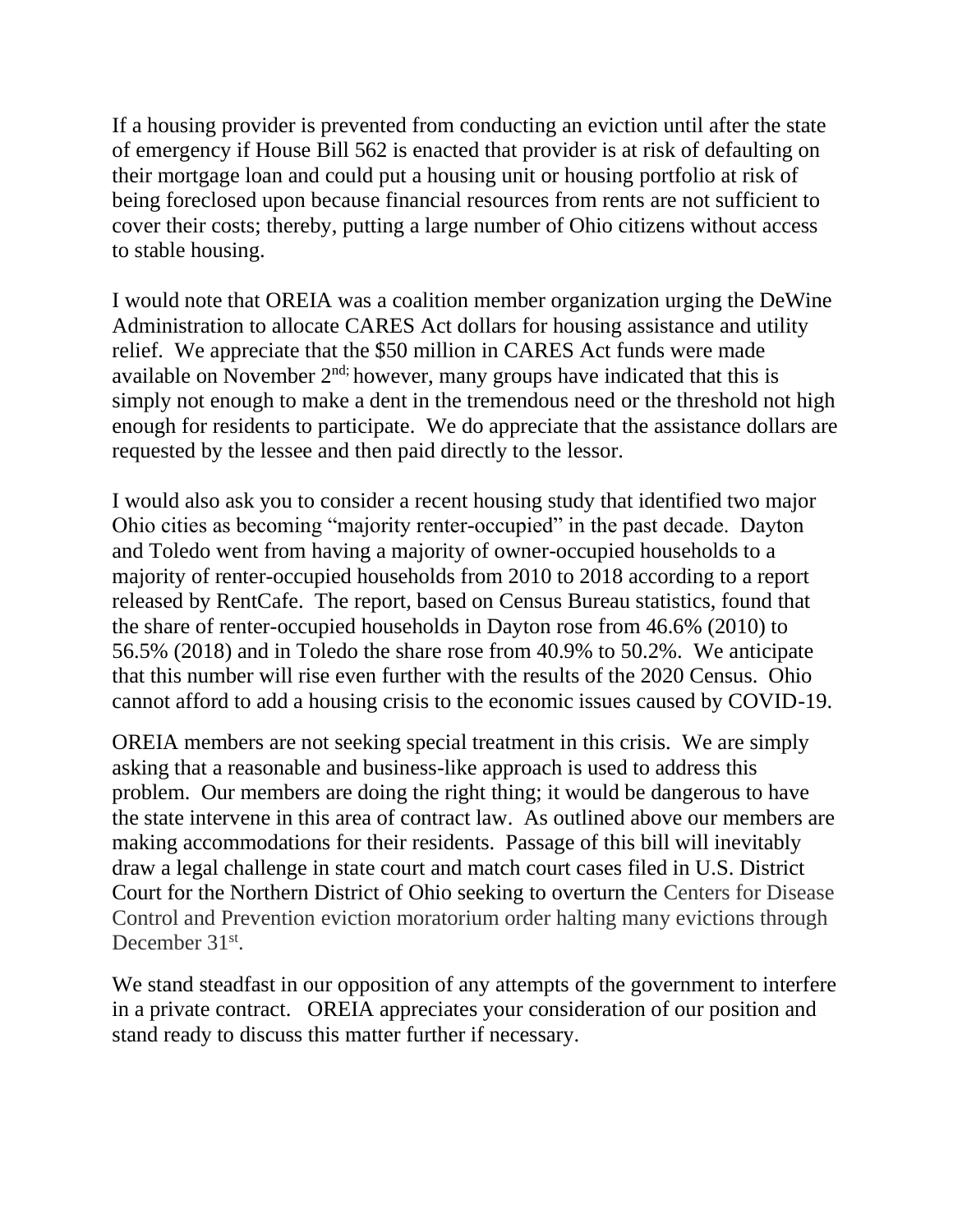If a housing provider is prevented from conducting an eviction until after the state of emergency if House Bill 562 is enacted that provider is at risk of defaulting on their mortgage loan and could put a housing unit or housing portfolio at risk of being foreclosed upon because financial resources from rents are not sufficient to cover their costs; thereby, putting a large number of Ohio citizens without access to stable housing.

I would note that OREIA was a coalition member organization urging the DeWine Administration to allocate CARES Act dollars for housing assistance and utility relief. We appreciate that the $50 million in CARES Act funds were made available on November 2nd; however, many groups have indicated that this is simply not enough to make a dent in the tremendous need or the threshold not high enough for residents to participate. We do appreciate that the assistance dollars are requested by the lessee and then paid directly to the lessor.

I would also ask you to consider a recent housing study that identified two major Ohio cities as becoming "majority renter-occupied" in the past decade. Dayton and Toledo went from having a majority of owner-occupied households to a majority of renter-occupied households from 2010 to 2018 according to a report released by RentCafe. The report, based on Census Bureau statistics, found that the share of renter-occupied households in Dayton rose from 46.6% (2010) to 56.5% (2018) and in Toledo the share rose from 40.9% to 50.2%. We anticipate that this number will rise even further with the results of the 2020 Census. Ohio cannot afford to add a housing crisis to the economic issues caused by COVID-19.

OREIA members are not seeking special treatment in this crisis. We are simply asking that a reasonable and business-like approach is used to address this problem. Our members are doing the right thing; it would be dangerous to have the state intervene in this area of contract law. As outlined above our members are making accommodations for their residents. Passage of this bill will inevitably draw a legal challenge in state court and match court cases filed in U.S. District Court for the Northern District of Ohio seeking to overturn the Centers for Disease Control and Prevention eviction moratorium order halting many evictions through December 31st.

We stand steadfast in our opposition of any attempts of the government to interfere in a private contract. OREIA appreciates your consideration of our position and stand ready to discuss this matter further if necessary.